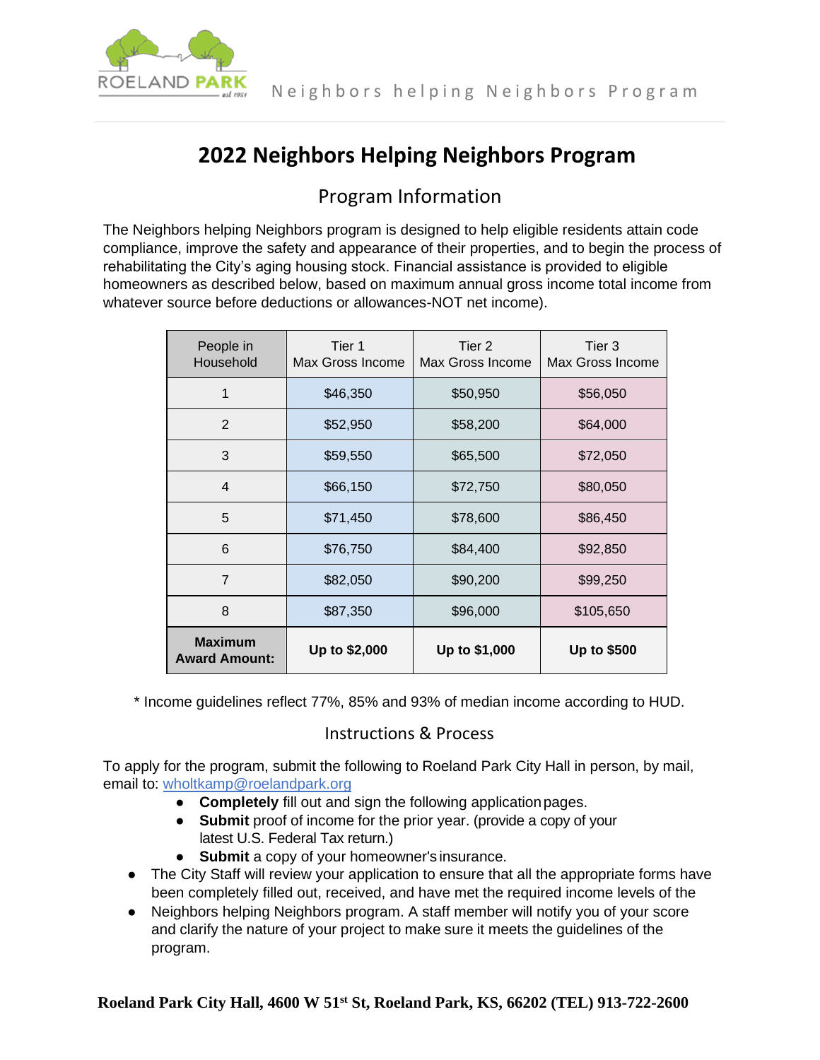# 2022 Neighbors Helping Neighbors Program

## Program Information

The Neighbors helping Neighbors program is designed to help eligible residents attain code compliance, improve the safety and appearance of their properties, and to begin the process of rehabilitating the City's aging housing stock. Financial assistance is provided to eligible homeowners as described below, based on maximum annual gross income total income from whatever source before deductions or allowances-NOT net income).

| People in Household | Tier 1 Max Gross Income | Tier 2 Max Gross Income | Tier 3 Max Gross Income |
|---|---|---|---|
| 1 | $46,350 | $50,950 | $56,050 |
| 2 | $52,950 | $58,200 | $64,000 |
| 3 | $59,550 | $65,500 | $72,050 |
| 4 | $66,150 | $72,750 | $80,050 |
| 5 | $71,450 | $78,600 | $86,450 |
| 6 | $76,750 | $84,400 | $92,850 |
| 7 | $82,050 | $90,200 | $99,250 |
| 8 | $87,350 | $96,000 | $105,650 |
| **Maximum Award Amount:** | **Up to $2,000** | **Up to $1,000** | **Up to $500** |

* Income guidelines reflect 77%, 85% and 93% of median income according to HUD.

## Instructions & Process

To apply for the program, submit the following to Roeland Park City Hall in person, by mail, email to: wholtkamp@roelandpark.org

- **Completely** fill out and sign the following application pages.
- **Submit** proof of income for the prior year. (provide a copy of your latest U.S. Federal Tax return.)
- **Submit** a copy of your homeowner's insurance.

- The City Staff will review your application to ensure that all the appropriate forms have been completely filled out, received, and have met the required income levels of the
- Neighbors helping Neighbors program. A staff member will notify you of your score and clarify the nature of your project to make sure it meets the guidelines of the program.

**Roeland Park City Hall, 4600 W 51st St, Roeland Park, KS, 66202 (TEL) 913-722-2600**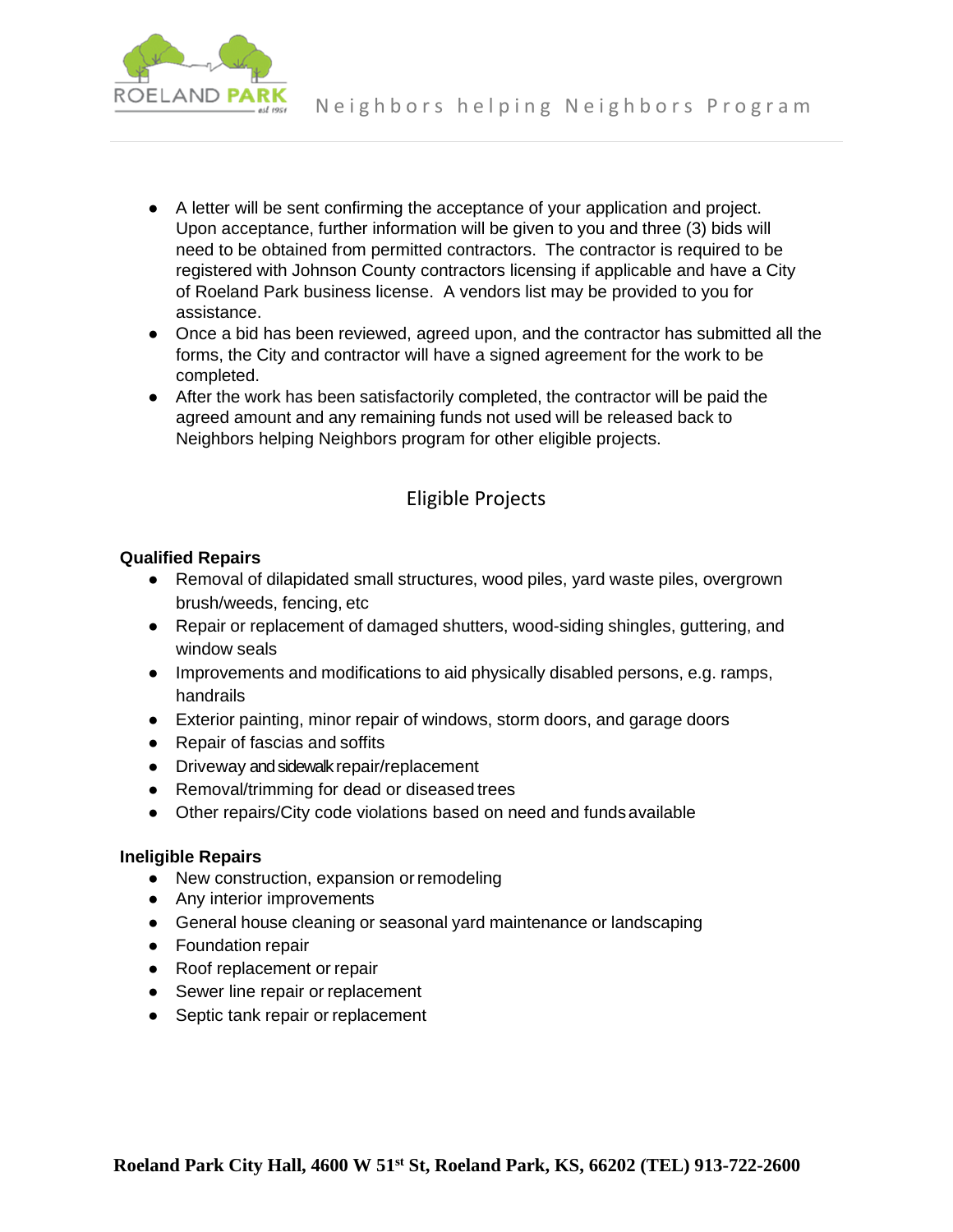- A letter will be sent confirming the acceptance of your application and project. Upon acceptance, further information will be given to you and three (3) bids will need to be obtained from permitted contractors. The contractor is required to be registered with Johnson County contractors licensing if applicable and have a City of Roeland Park business license. A vendors list may be provided to you for assistance.
- Once a bid has been reviewed, agreed upon, and the contractor has submitted all the forms, the City and contractor will have a signed agreement for the work to be completed.
- After the work has been satisfactorily completed, the contractor will be paid the agreed amount and any remaining funds not used will be released back to Neighbors helping Neighbors program for other eligible projects.

## Eligible Projects

**Qualified Repairs**

- Removal of dilapidated small structures, wood piles, yard waste piles, overgrown brush/weeds, fencing, etc
- Repair or replacement of damaged shutters, wood-siding shingles, guttering, and window seals
- Improvements and modifications to aid physically disabled persons, e.g. ramps, handrails
- Exterior painting, minor repair of windows, storm doors, and garage doors
- Repair of fascias and soffits
- Driveway and sidewalk repair/replacement
- Removal/trimming for dead or diseased trees
- Other repairs/City code violations based on need and funds available

**Ineligible Repairs**

- New construction, expansion or remodeling
- Any interior improvements
- General house cleaning or seasonal yard maintenance or landscaping
- Foundation repair
- Roof replacement or repair
- Sewer line repair or replacement
- Septic tank repair or replacement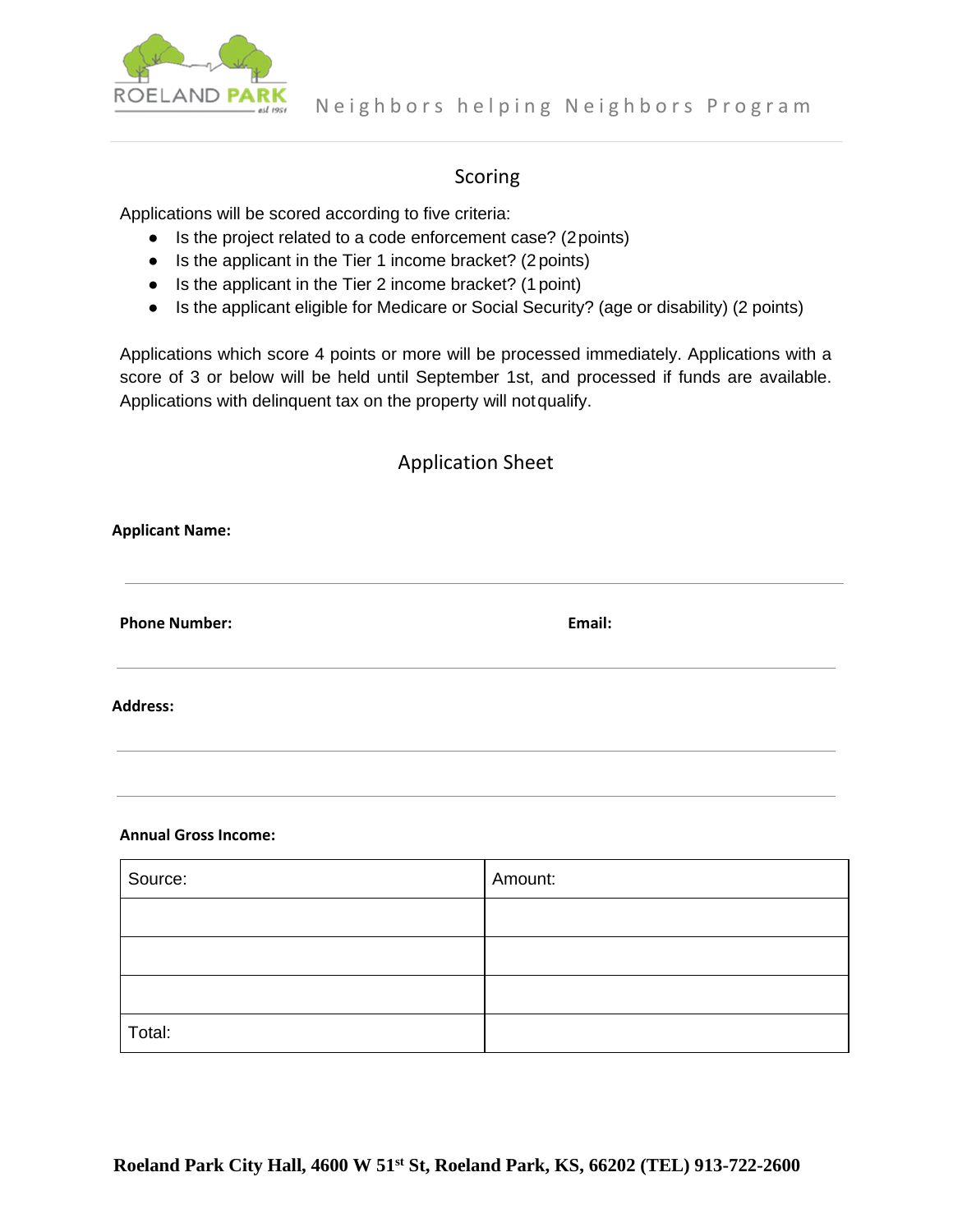## Scoring

Applications will be scored according to five criteria:

- Is the project related to a code enforcement case? (2 points)
- Is the applicant in the Tier 1 income bracket? (2 points)
- Is the applicant in the Tier 2 income bracket? (1 point)
- Is the applicant eligible for Medicare or Social Security? (age or disability) (2 points)

Applications which score 4 points or more will be processed immediately. Applications with a score of 3 or below will be held until September 1st, and processed if funds are available. Applications with delinquent tax on the property will not qualify.

## Application Sheet

**Applicant Name:**

---

**Phone Number:** **Email:**

---

**Address:**

---

---

**Annual Gross Income:**

| Source: | Amount: |
|---|---|
| | |
| | |
| | |
| Total: | |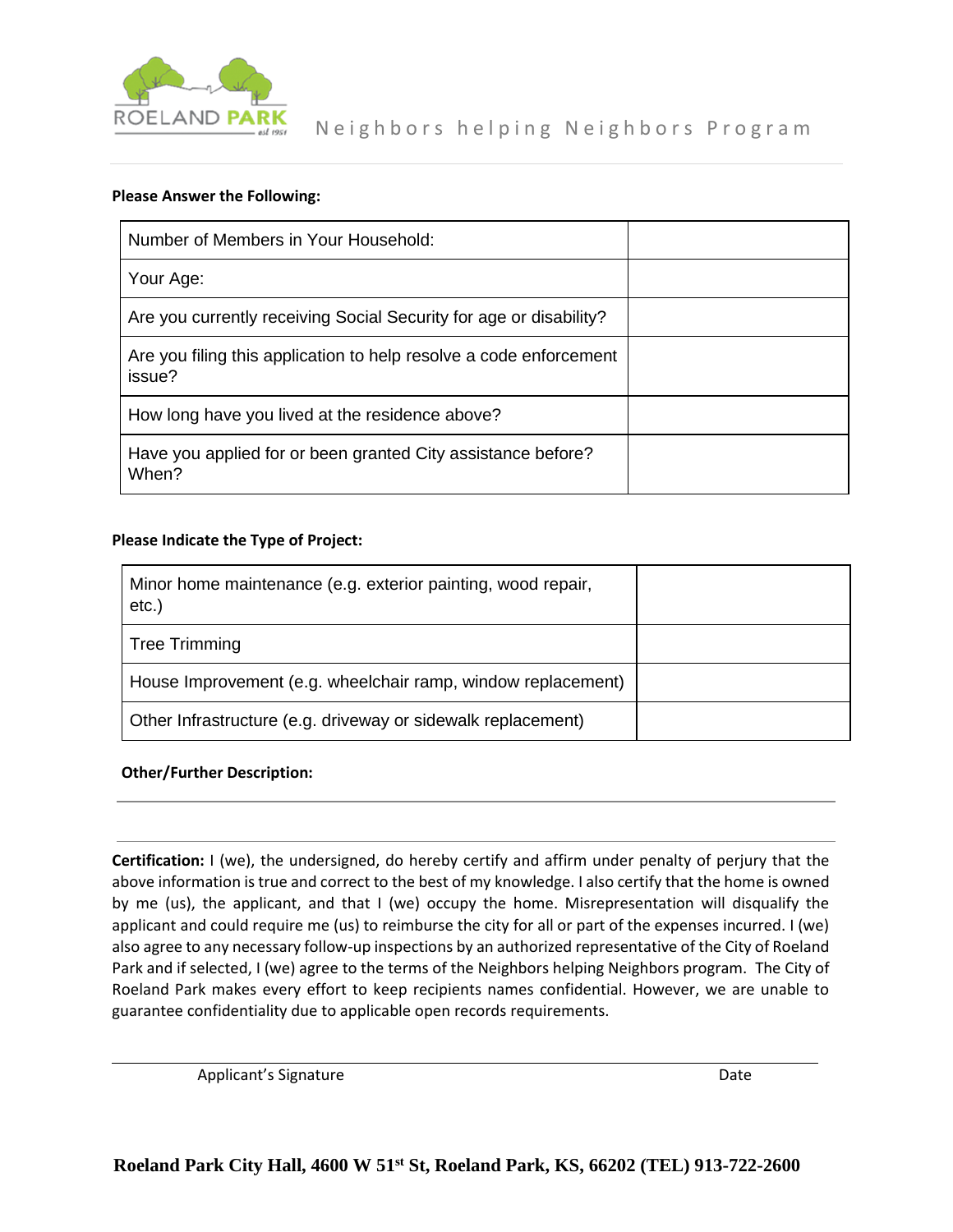ROELAND PARK

Neighbors helping Neighbors Program

**Please Answer the Following:**

| | |
|---|---|
| Number of Members in Your Household: | |
| Your Age: | |
| Are you currently receiving Social Security for age or disability? | |
| Are you filing this application to help resolve a code enforcement issue? | |
| How long have you lived at the residence above? | |
| Have you applied for or been granted City assistance before? When? | |

**Please Indicate the Type of Project:**

| | |
|---|---|
| Minor home maintenance (e.g. exterior painting, wood repair, etc.) | |
| Tree Trimming | |
| House Improvement (e.g. wheelchair ramp, window replacement) | |
| Other Infrastructure (e.g. driveway or sidewalk replacement) | |

**Other/Further Description:**

______________________________________________________________________

______________________________________________________________________

**Certification:** I (we), the undersigned, do hereby certify and affirm under penalty of perjury that the above information is true and correct to the best of my knowledge. I also certify that the home is owned by me (us), the applicant, and that I (we) occupy the home. Misrepresentation will disqualify the applicant and could require me (us) to reimburse the city for all or part of the expenses incurred. I (we) also agree to any necessary follow-up inspections by an authorized representative of the City of Roeland Park and if selected, I (we) agree to the terms of the Neighbors helping Neighbors program. The City of Roeland Park makes every effort to keep recipients names confidential. However, we are unable to guarantee confidentiality due to applicable open records requirements.

______________________________________________________________________

Applicant's Signature Date

**Roeland Park City Hall, 4600 W 51st St, Roeland Park, KS, 66202 (TEL) 913-722-2600**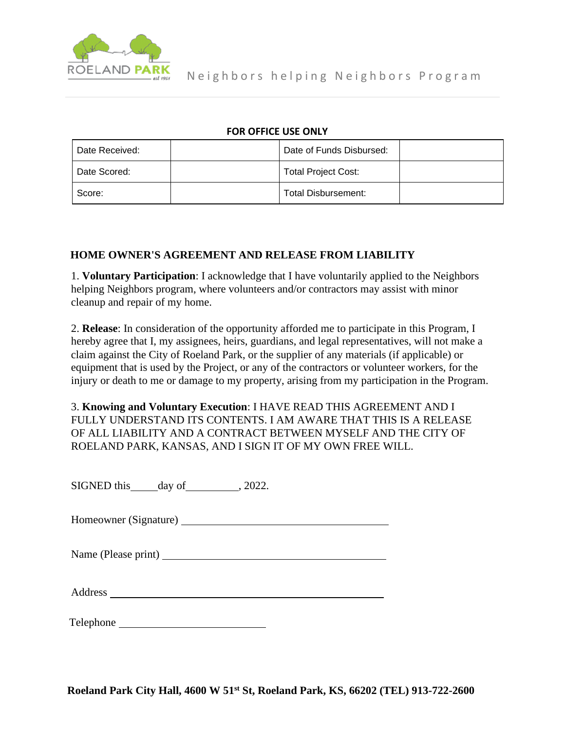Neighbors helping Neighbors Program

**FOR OFFICE USE ONLY**

| | | | |
|---|---|---|---|
| Date Received: | | Date of Funds Disbursed: | |
| Date Scored: | | Total Project Cost: | |
| Score: | | Total Disbursement: | |

**HOME OWNER'S AGREEMENT AND RELEASE FROM LIABILITY**

1. **Voluntary Participation**: I acknowledge that I have voluntarily applied to the Neighbors helping Neighbors program, where volunteers and/or contractors may assist with minor cleanup and repair of my home.

2. **Release**: In consideration of the opportunity afforded me to participate in this Program, I hereby agree that I, my assignees, heirs, guardians, and legal representatives, will not make a claim against the City of Roeland Park, or the supplier of any materials (if applicable) or equipment that is used by the Project, or any of the contractors or volunteer workers, for the injury or death to me or damage to my property, arising from my participation in the Program.

3. **Knowing and Voluntary Execution**: I HAVE READ THIS AGREEMENT AND I FULLY UNDERSTAND ITS CONTENTS. I AM AWARE THAT THIS IS A RELEASE OF ALL LIABILITY AND A CONTRACT BETWEEN MYSELF AND THE CITY OF ROELAND PARK, KANSAS, AND I SIGN IT OF MY OWN FREE WILL.

SIGNED this_____day of__________, 2022.

Homeowner (Signature) ________________________________________

Name (Please print) ________________________________________

Address ____________________________________________________

Telephone ____________________________

**Roeland Park City Hall, 4600 W 51st St, Roeland Park, KS, 66202 (TEL) 913-722-2600**